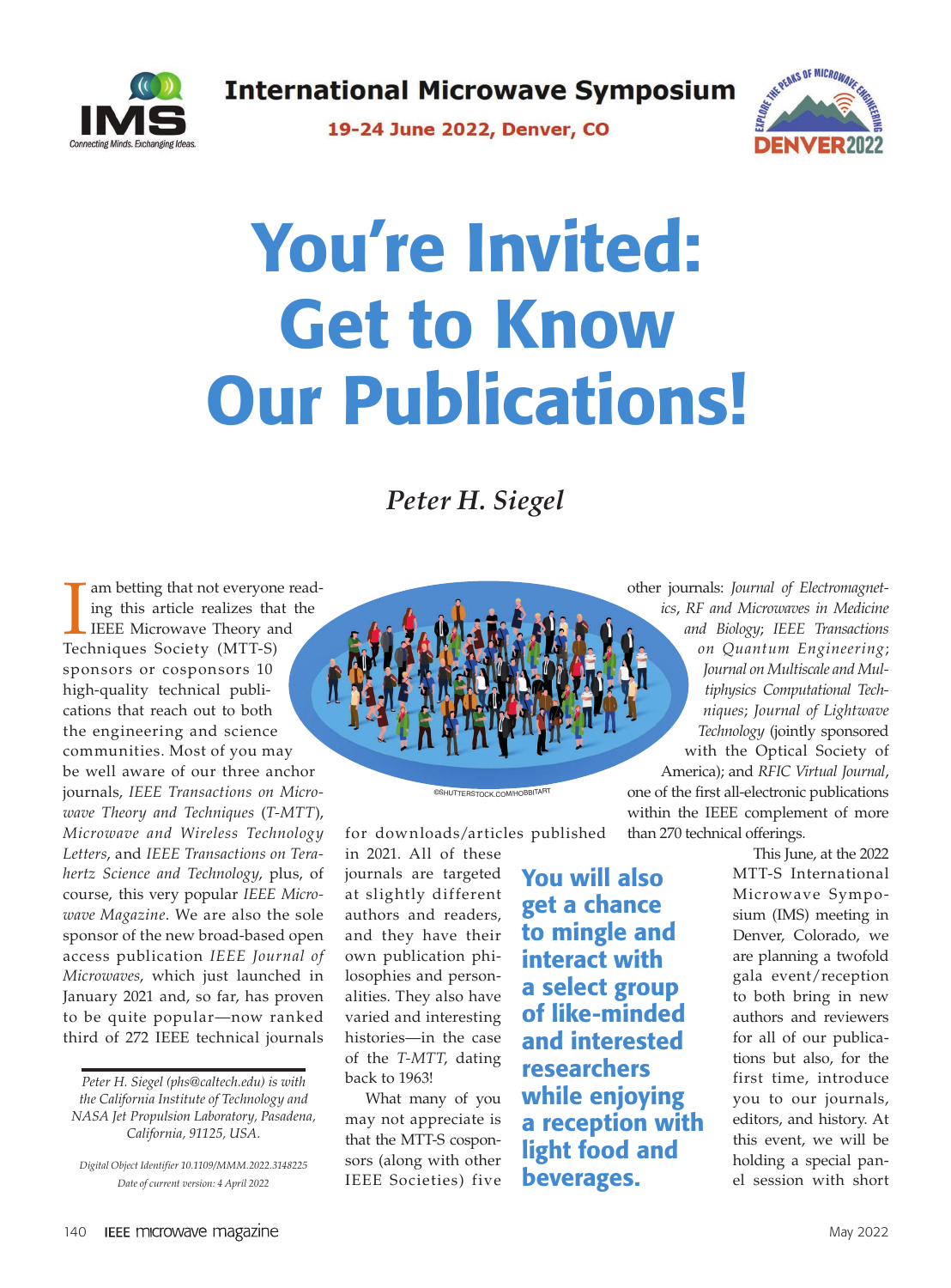International Microwave Symposium

19-24 June 2022, Denver, CO

# You're Invited: Get to Know Our Publications!

*Peter H. Siegel*

I am betting that not everyone reading this article realizes that the IEEE Microwave Theory and Techniques Society (MTT-S) sponsors or cosponsors 10 high-quality technical publications that reach out to both the engineering and science communities. Most of you may be well aware of our three anchor journals, *IEEE Transactions on Microwave Theory and Techniques* (*T-MTT*), *Microwave and Wireless Technology Letters*, and *IEEE Transactions on Terahertz Science and Technology*, plus, of course, this very popular *IEEE Microwave Magazine*. We are also the sole sponsor of the new broad-based open access publication *IEEE Journal of Microwaves*, which just launched in January 2021 and, so far, has proven to be quite popular—now ranked third of 272 IEEE technical journals for downloads/articles published in 2021. All of these journals are targeted at slightly different authors and readers, and they have their own publication philosophies and personalities. They also have varied and interesting histories—in the case of the *T-MTT*, dating back to 1963!

What many of you may not appreciate is that the MTT-S cosponsors (along with other IEEE Societies) five other journals: *Journal of Electromagnetics, RF and Microwaves in Medicine and Biology*; *IEEE Transactions on Quantum Engineering*; *Journal on Multiscale and Multiphysics Computational Techniques*; *Journal of Lightwave Technology* (jointly sponsored with the Optical Society of America); and *RFIC Virtual Journal*, one of the first all-electronic publications within the IEEE complement of more than 270 technical offerings.

**You will also get a chance to mingle and interact with a select group of like-minded and interested researchers while enjoying a reception with light food and beverages.**

This June, at the 2022 MTT-S International Microwave Symposium (IMS) meeting in Denver, Colorado, we are planning a twofold gala event/reception to both bring in new authors and reviewers for all of our publications but also, for the first time, introduce you to our journals, editors, and history. At this event, we will be holding a special panel session with short

*Peter H. Siegel (phs@caltech.edu) is with the California Institute of Technology and NASA Jet Propulsion Laboratory, Pasadena, California, 91125, USA.*

*Digital Object Identifier 10.1109/MMM.2022.3148225*
*Date of current version: 4 April 2022*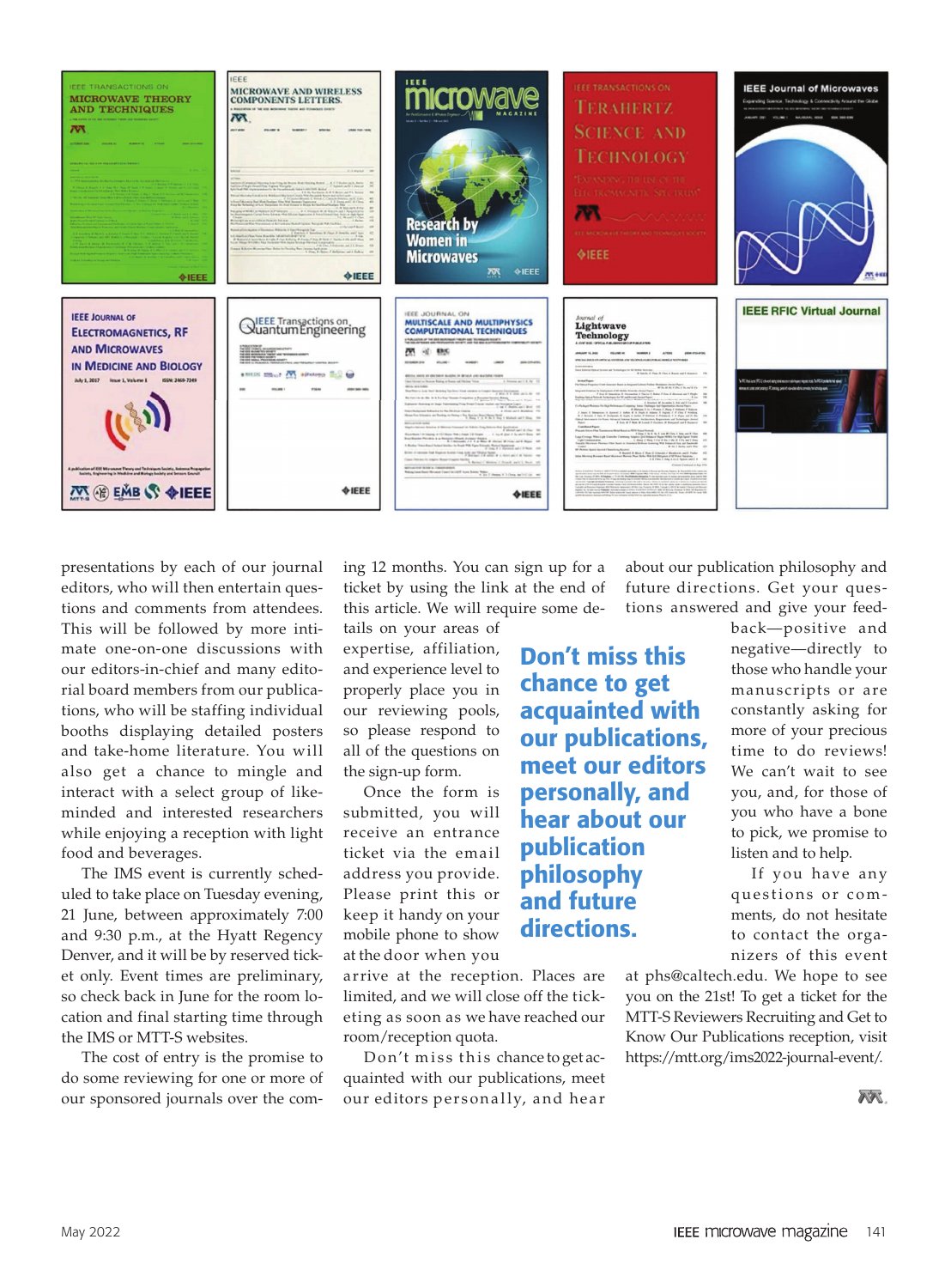presentations by each of our journal editors, who will then entertain questions and comments from attendees. This will be followed by more intimate one-on-one discussions with our editors-in-chief and many editorial board members from our publications, who will be staffing individual booths displaying detailed posters and take-home literature. You will also get a chance to mingle and interact with a select group of like-minded and interested researchers while enjoying a reception with light food and beverages.

The IMS event is currently scheduled to take place on Tuesday evening, 21 June, between approximately 7:00 and 9:30 p.m., at the Hyatt Regency Denver, and it will be by reserved ticket only. Event times are preliminary, so check back in June for the room location and final starting time through the IMS or MTT-S websites.

The cost of entry is the promise to do some reviewing for one or more of our sponsored journals over the coming 12 months. You can sign up for a ticket by using the link at the end of this article. We will require some details on your areas of expertise, affiliation, and experience level to properly place you in our reviewing pools, so please respond to all of the questions on the sign-up form.

Once the form is submitted, you will receive an entrance ticket via the email address you provide. Please print this or keep it handy on your mobile phone to show at the door when you arrive at the reception. Places are limited, and we will close off the ticketing as soon as we have reached our room/reception quota.

**Don't miss this chance to get acquainted with our publications, meet our editors personally, and hear about our publication philosophy and future directions.**

Don't miss this chance to get acquainted with our publications, meet our editors personally, and hear about our publication philosophy and future directions. Get your questions answered and give your feedback—positive and negative—directly to those who handle your manuscripts or are constantly asking for more of your precious time to do reviews! We can't wait to see you, and, for those of you who have a bone to pick, we promise to listen and to help.

If you have any questions or comments, do not hesitate to contact the organizers of this event at phs@caltech.edu. We hope to see you on the 21st! To get a ticket for the MTT-S Reviewers Recruiting and Get to Know Our Publications reception, visit https://mtt.org/ims2022-journal-event/.